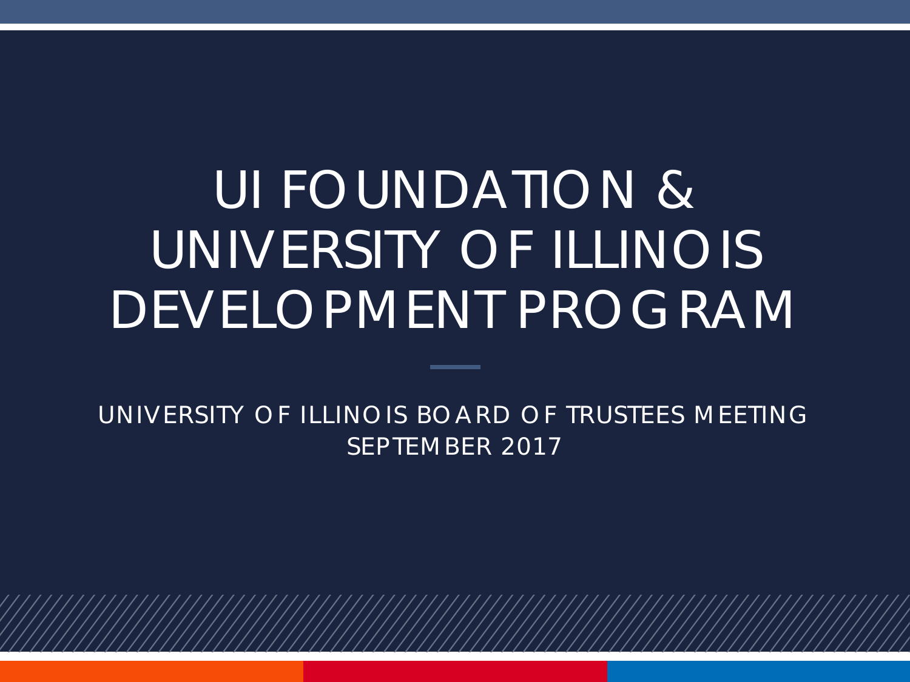# UI FOUNDATION & UNIVERSITY OF ILLINOIS DEVELOPMENT PROGRAM

UNIVERSITY OF ILLINOIS BOARD OF TRUSTEES MEETING
SEPTEMBER 2017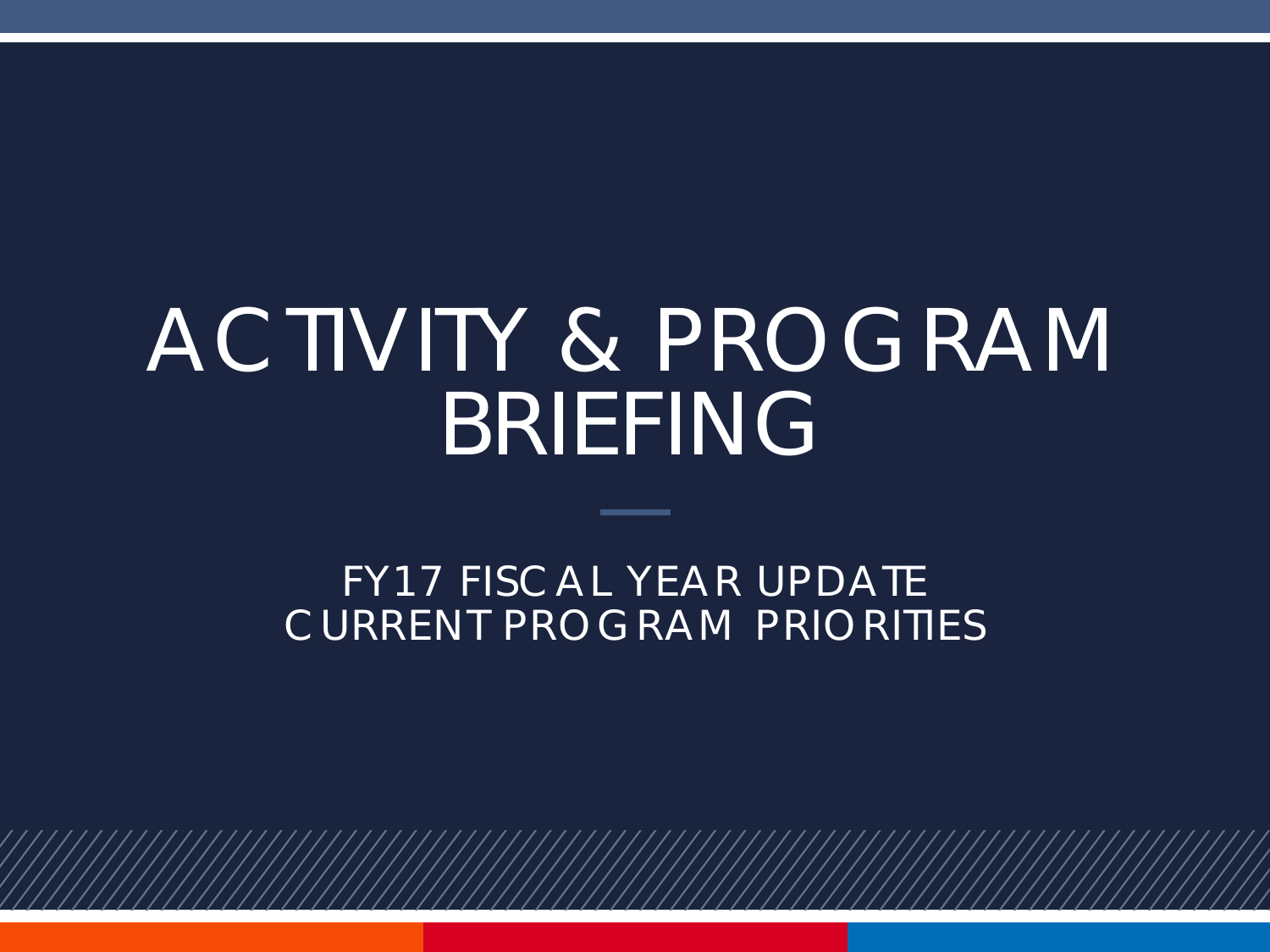# ACTIVITY & PROGRAM BRIEFING

FY17 FISCAL YEAR UPDATE
CURRENT PROGRAM PRIORITIES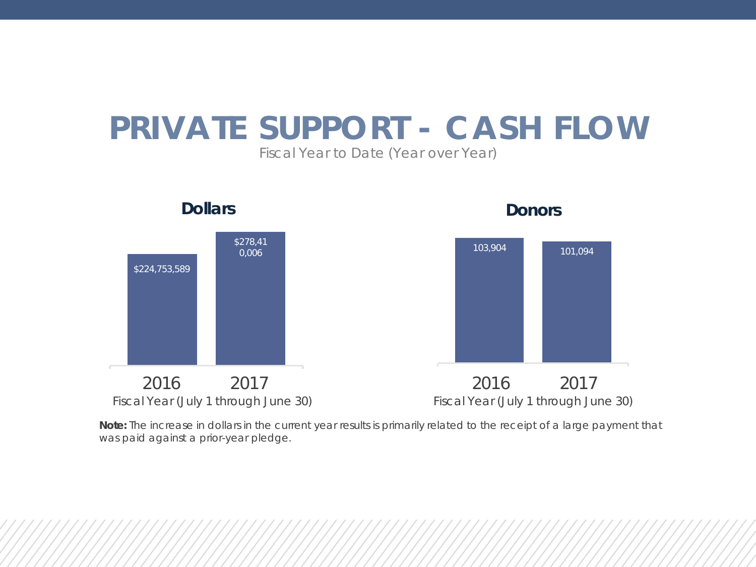# PRIVATE SUPPORT - CASH FLOW

Fiscal Year to Date (Year over Year)

## Dollars

| Fiscal Year (July 1 through June 30) | Dollars |
| --- | --- |
| 2016 | $224,753,589 |
| 2017 | $278,410,006 |

## Donors

| Fiscal Year (July 1 through June 30) | Donors |
| --- | --- |
| 2016 | 103,904 |
| 2017 | 101,094 |

**Note:** The increase in dollars in the current year results is primarily related to the receipt of a large payment that was paid against a prior-year pledge.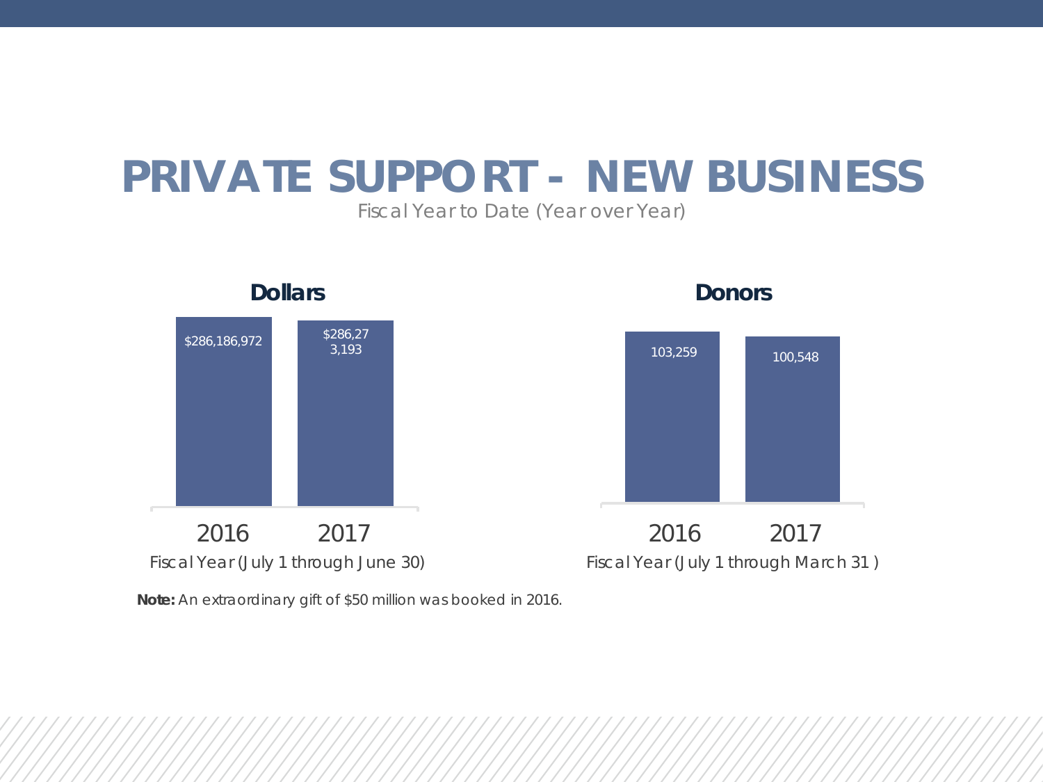# PRIVATE SUPPORT - NEW BUSINESS

Fiscal Year to Date (Year over Year)

### Dollars

| Fiscal Year | Dollars |
|---|---|
| 2016 | $286,186,972 |
| 2017 | $286,273,193 |

Fiscal Year (July 1 through June 30)

### Donors

| Fiscal Year | Donors |
|---|---|
| 2016 | 103,259 |
| 2017 | 100,548 |

Fiscal Year (July 1 through March 31 )

**Note:** An extraordinary gift of $50 million was booked in 2016.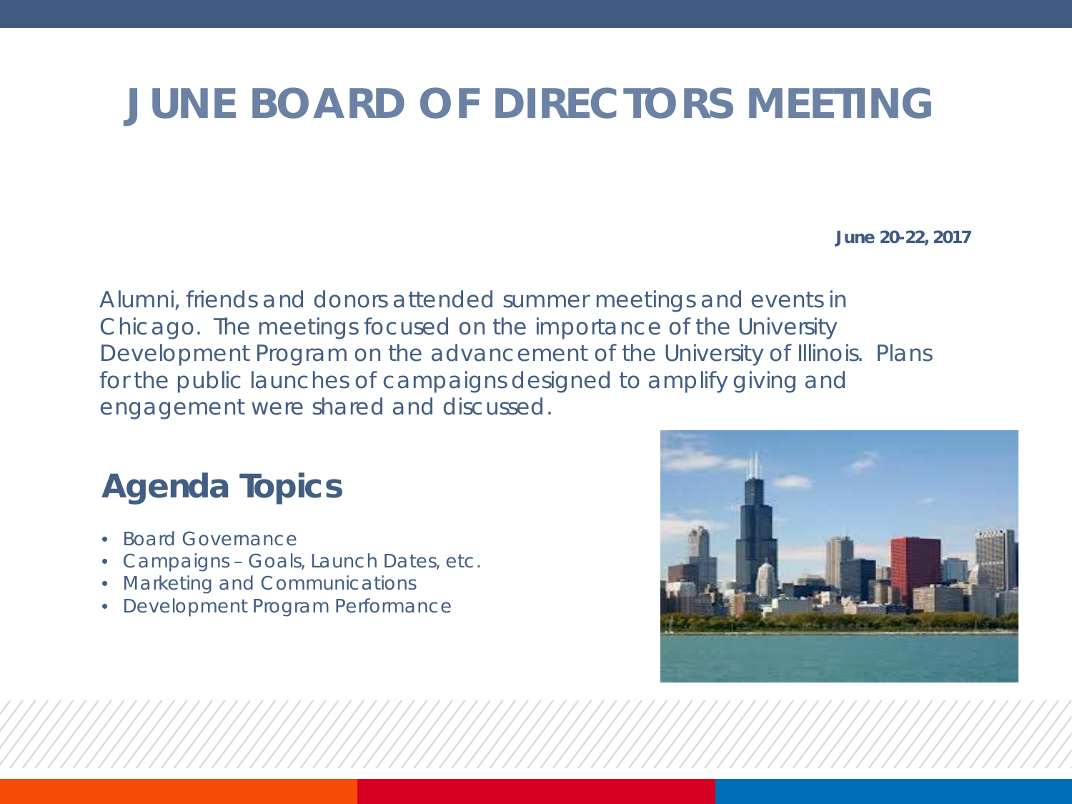# JUNE BOARD OF DIRECTORS MEETING

**June 20-22, 2017**

Alumni, friends and donors attended summer meetings and events in Chicago. The meetings focused on the importance of the University Development Program on the advancement of the University of Illinois. Plans for the public launches of campaigns designed to amplify giving and engagement were shared and discussed.

## Agenda Topics

- Board Governance
- Campaigns – Goals, Launch Dates, etc.
- Marketing and Communications
- Development Program Performance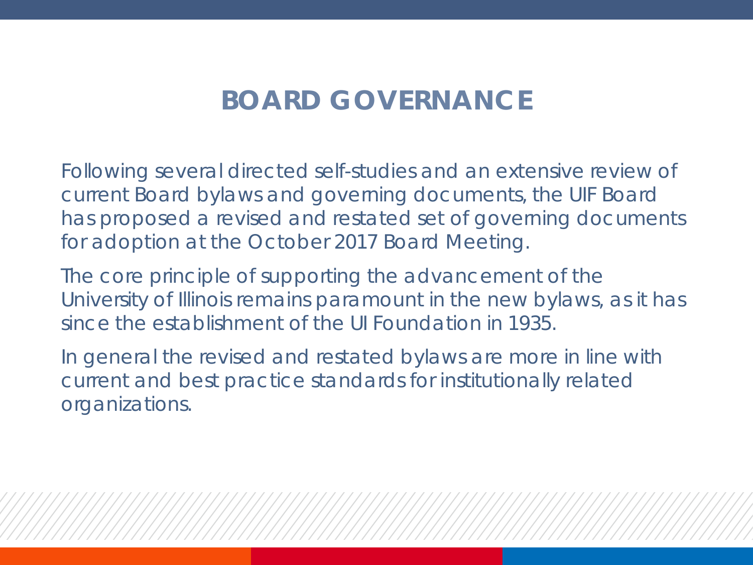# BOARD GOVERNANCE

Following several directed self-studies and an extensive review of current Board bylaws and governing documents, the UIF Board has proposed a revised and restated set of governing documents for adoption at the October 2017 Board Meeting.

The core principle of supporting the advancement of the University of Illinois remains paramount in the new bylaws, as it has since the establishment of the UI Foundation in 1935.

In general the revised and restated bylaws are more in line with current and best practice standards for institutionally related organizations.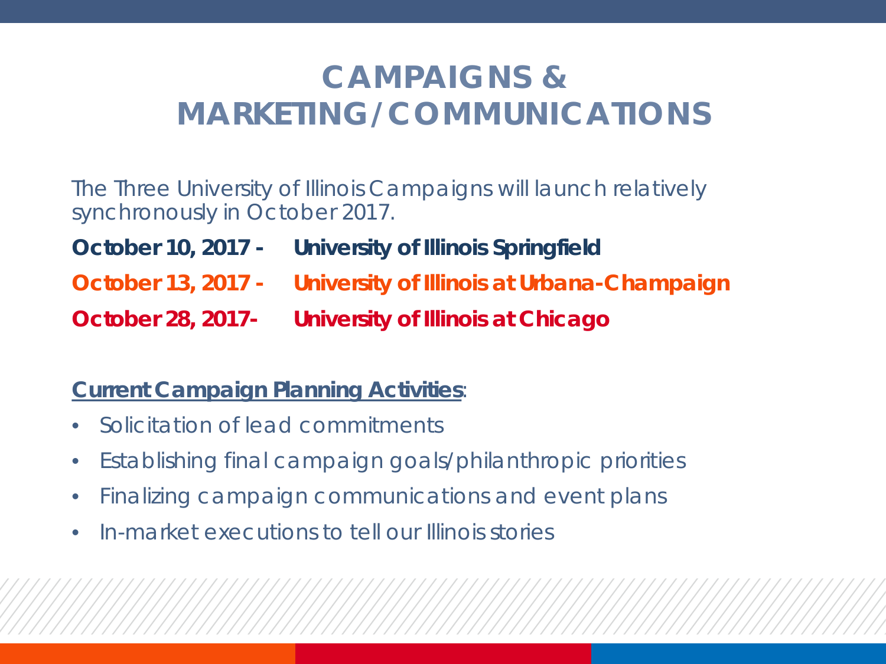# CAMPAIGNS & MARKETING/COMMUNICATIONS

The Three University of Illinois Campaigns will launch relatively synchronously in October 2017.

**October 10, 2017 - University of Illinois Springfield**

**October 13, 2017 - University of Illinois at Urbana-Champaign**

**October 28, 2017- University of Illinois at Chicago**

**Current Campaign Planning Activities**:

- Solicitation of lead commitments
- Establishing final campaign goals/philanthropic priorities
- Finalizing campaign communications and event plans
- In-market executions to tell our Illinois stories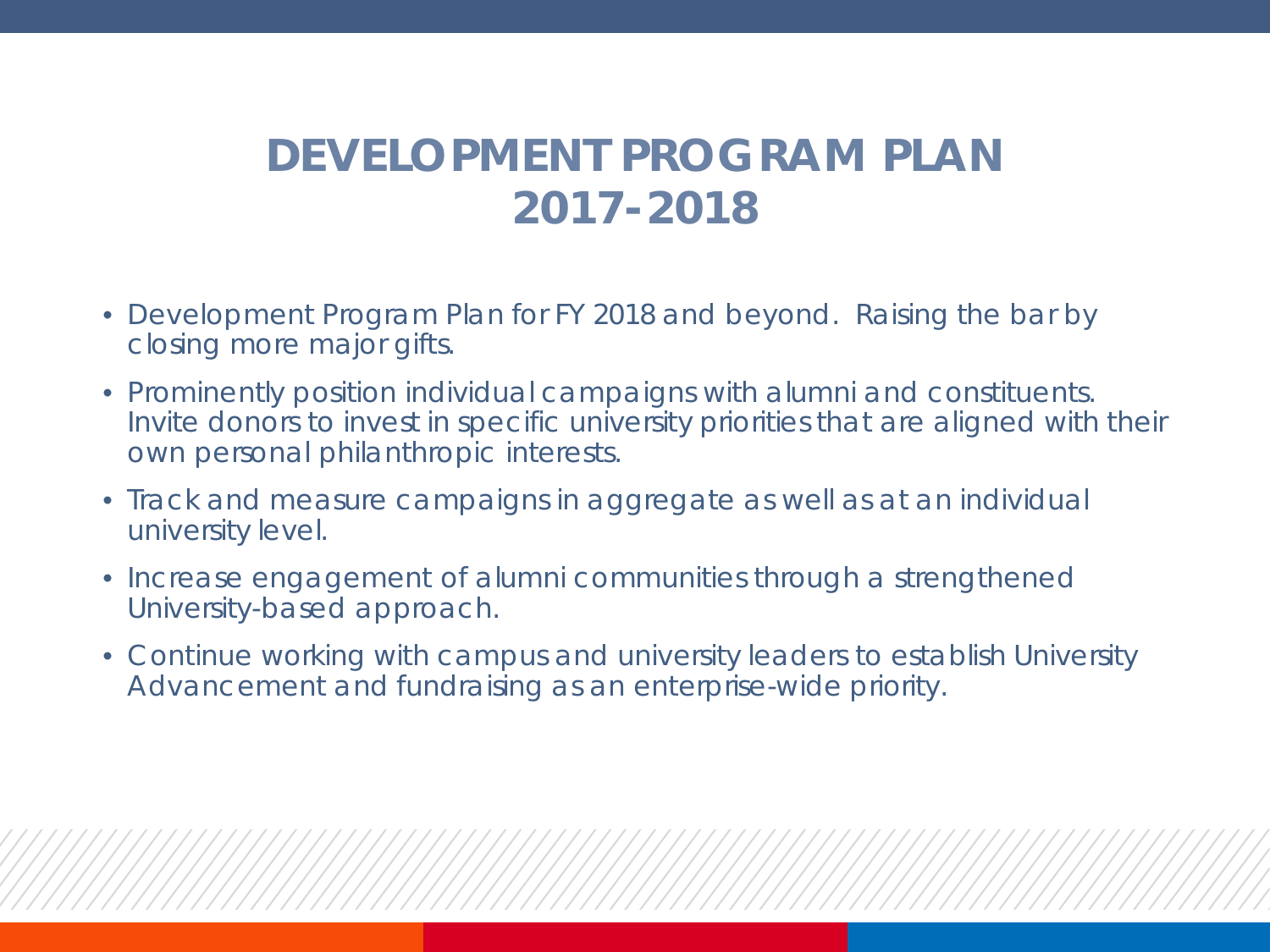# DEVELOPMENT PROGRAM PLAN 2017-2018

- Development Program Plan for FY 2018 and beyond. Raising the bar by closing more major gifts.
- Prominently position individual campaigns with alumni and constituents. Invite donors to invest in specific university priorities that are aligned with their own personal philanthropic interests.
- Track and measure campaigns in aggregate as well as at an individual university level.
- Increase engagement of alumni communities through a strengthened University-based approach.
- Continue working with campus and university leaders to establish University Advancement and fundraising as an enterprise-wide priority.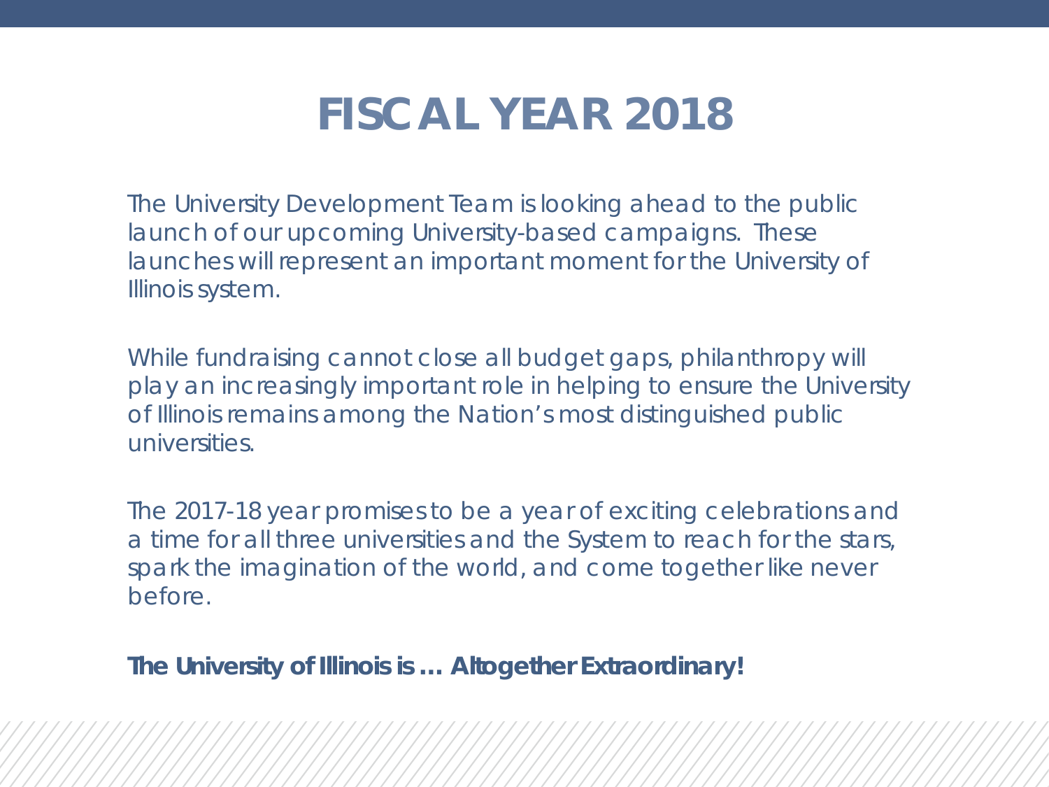# FISCAL YEAR 2018

The University Development Team is looking ahead to the public launch of our upcoming University-based campaigns. These launches will represent an important moment for the University of Illinois system.

While fundraising cannot close all budget gaps, philanthropy will play an increasingly important role in helping to ensure the University of Illinois remains among the Nation's most distinguished public universities.

The 2017-18 year promises to be a year of exciting celebrations and a time for all three universities and the System to reach for the stars, spark the imagination of the world, and come together like never before.

**The University of Illinois is … Altogether Extraordinary!**